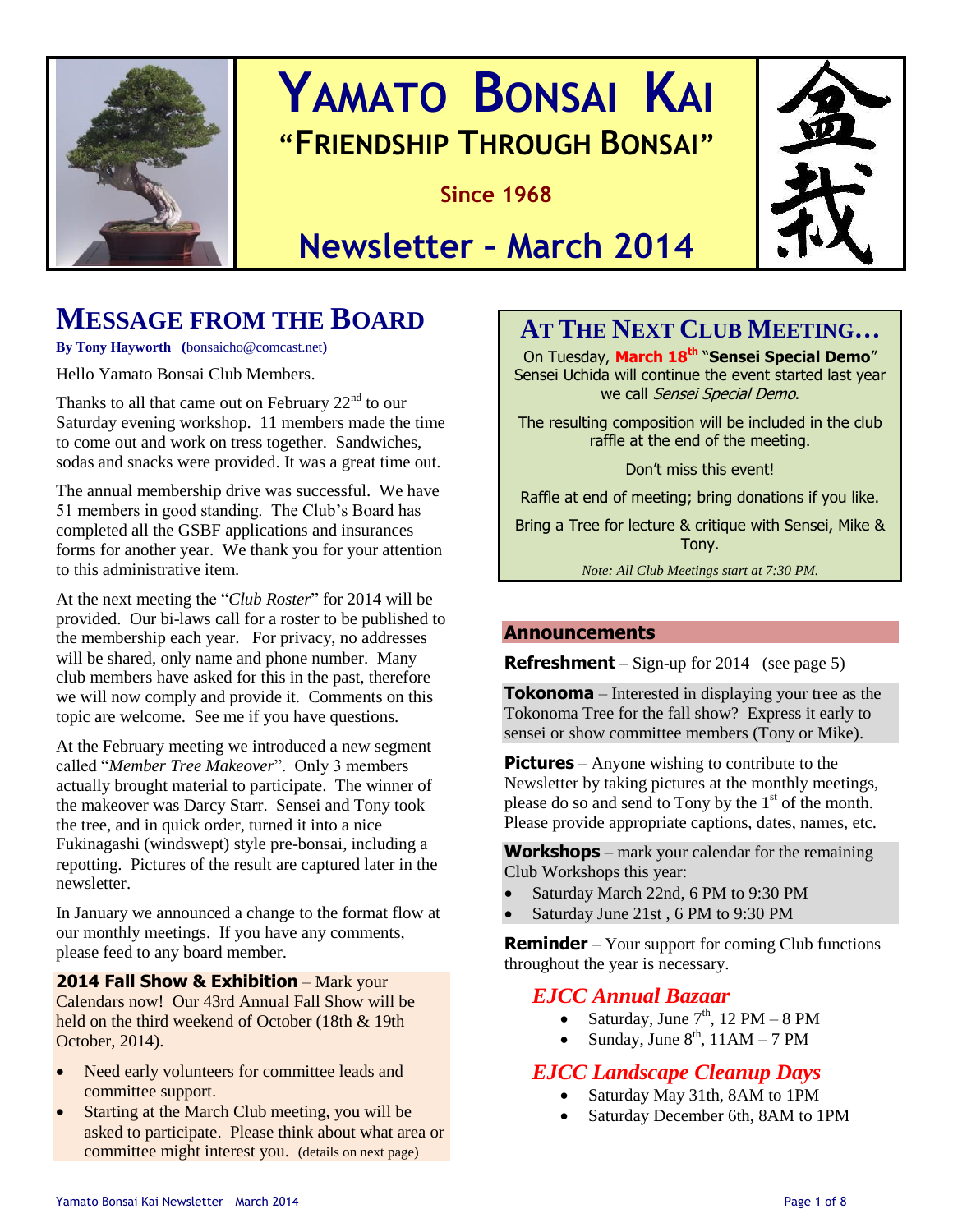# YAMATO BONSAI KAI

## "FRIENDSHIP THROUGH BONSAI"

**Since 1968**

## Newsletter – March 2014

盆栽

## MESSAGE FROM THE BOARD

**By Tony Hayworth (bonsaicho@comcast.net)**

Hello Yamato Bonsai Club Members.

Thanks to all that came out on February 22nd to our Saturday evening workshop. 11 members made the time to come out and work on tress together. Sandwiches, sodas and snacks were provided. It was a great time out.

The annual membership drive was successful. We have 51 members in good standing. The Club's Board has completed all the GSBF applications and insurances forms for another year. We thank you for your attention to this administrative item.

At the next meeting the "*Club Roster*" for 2014 will be provided. Our bi-laws call for a roster to be published to the membership each year. For privacy, no addresses will be shared, only name and phone number. Many club members have asked for this in the past, therefore we will now comply and provide it. Comments on this topic are welcome. See me if you have questions.

At the February meeting we introduced a new segment called "*Member Tree Makeover*". Only 3 members actually brought material to participate. The winner of the makeover was Darcy Starr. Sensei and Tony took the tree, and in quick order, turned it into a nice Fukinagashi (windswept) style pre-bonsai, including a repotting. Pictures of the result are captured later in the newsletter.

In January we announced a change to the format flow at our monthly meetings. If you have any comments, please feed to any board member.

**2014 Fall Show & Exhibition** – Mark your Calendars now! Our 43rd Annual Fall Show will be held on the third weekend of October (18th & 19th October, 2014).

- Need early volunteers for committee leads and committee support.
- Starting at the March Club meeting, you will be asked to participate. Please think about what area or committee might interest you. (details on next page)

## AT THE NEXT CLUB MEETING…

On Tuesday, **March 18th** "**Sensei Special Demo**" Sensei Uchida will continue the event started last year we call *Sensei Special Demo*.

The resulting composition will be included in the club raffle at the end of the meeting.

Don't miss this event!

Raffle at end of meeting; bring donations if you like.

Bring a Tree for lecture & critique with Sensei, Mike & Tony.

*Note: All Club Meetings start at 7:30 PM.*

### Announcements

**Refreshment** – Sign-up for 2014 (see page 5)

**Tokonoma** – Interested in displaying your tree as the Tokonoma Tree for the fall show? Express it early to sensei or show committee members (Tony or Mike).

**Pictures** – Anyone wishing to contribute to the Newsletter by taking pictures at the monthly meetings, please do so and send to Tony by the 1st of the month. Please provide appropriate captions, dates, names, etc.

**Workshops** – mark your calendar for the remaining Club Workshops this year:

- Saturday March 22nd, 6 PM to 9:30 PM
- Saturday June 21st , 6 PM to 9:30 PM

**Reminder** – Your support for coming Club functions throughout the year is necessary.

### *EJCC Annual Bazaar*

- Saturday, June 7th, 12 PM – 8 PM
- Sunday, June 8th, 11AM – 7 PM

### *EJCC Landscape Cleanup Days*

- Saturday May 31th, 8AM to 1PM
- Saturday December 6th, 8AM to 1PM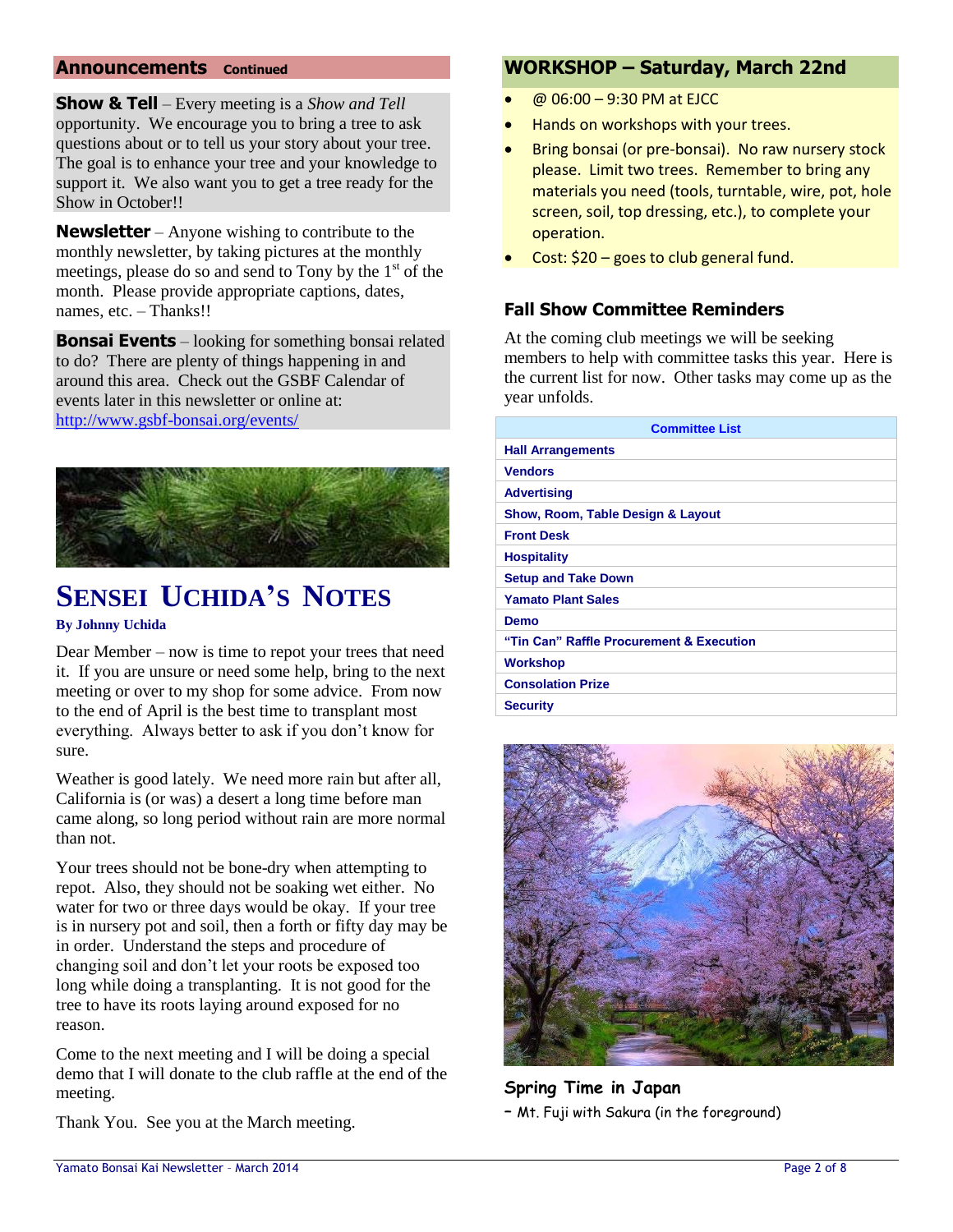## Announcements *Continued*

**Show & Tell** – Every meeting is a *Show and Tell* opportunity. We encourage you to bring a tree to ask questions about or to tell us your story about your tree. The goal is to enhance your tree and your knowledge to support it. We also want you to get a tree ready for the Show in October!!

**Newsletter** – Anyone wishing to contribute to the monthly newsletter, by taking pictures at the monthly meetings, please do so and send to Tony by the 1st of the month. Please provide appropriate captions, dates, names, etc. – Thanks!!

**Bonsai Events** – looking for something bonsai related to do? There are plenty of things happening in and around this area. Check out the GSBF Calendar of events later in this newsletter or online at: http://www.gsbf-bonsai.org/events/

# SENSEI UCHIDA'S NOTES

**By Johnny Uchida**

Dear Member – now is time to repot your trees that need it. If you are unsure or need some help, bring to the next meeting or over to my shop for some advice. From now to the end of April is the best time to transplant most everything. Always better to ask if you don't know for sure.

Weather is good lately. We need more rain but after all, California is (or was) a desert a long time before man came along, so long period without rain are more normal than not.

Your trees should not be bone-dry when attempting to repot. Also, they should not be soaking wet either. No water for two or three days would be okay. If your tree is in nursery pot and soil, then a forth or fifty day may be in order. Understand the steps and procedure of changing soil and don't let your roots be exposed too long while doing a transplanting. It is not good for the tree to have its roots laying around exposed for no reason.

Come to the next meeting and I will be doing a special demo that I will donate to the club raffle at the end of the meeting.

Thank You. See you at the March meeting.

## WORKSHOP – Saturday, March 22nd

- @ 06:00 – 9:30 PM at EJCC
- Hands on workshops with your trees.
- Bring bonsai (or pre-bonsai). No raw nursery stock please. Limit two trees. Remember to bring any materials you need (tools, turntable, wire, pot, hole screen, soil, top dressing, etc.), to complete your operation.
- Cost: $20 – goes to club general fund.

### Fall Show Committee Reminders

At the coming club meetings we will be seeking members to help with committee tasks this year. Here is the current list for now. Other tasks may come up as the year unfolds.

| Committee List |
|---|
| Hall Arrangements |
| Vendors |
| Advertising |
| Show, Room, Table Design & Layout |
| Front Desk |
| Hospitality |
| Setup and Take Down |
| Yamato Plant Sales |
| Demo |
| "Tin Can" Raffle Procurement & Execution |
| Workshop |
| Consolation Prize |
| Security |

**Spring Time in Japan**

– Mt. Fuji with Sakura (in the foreground)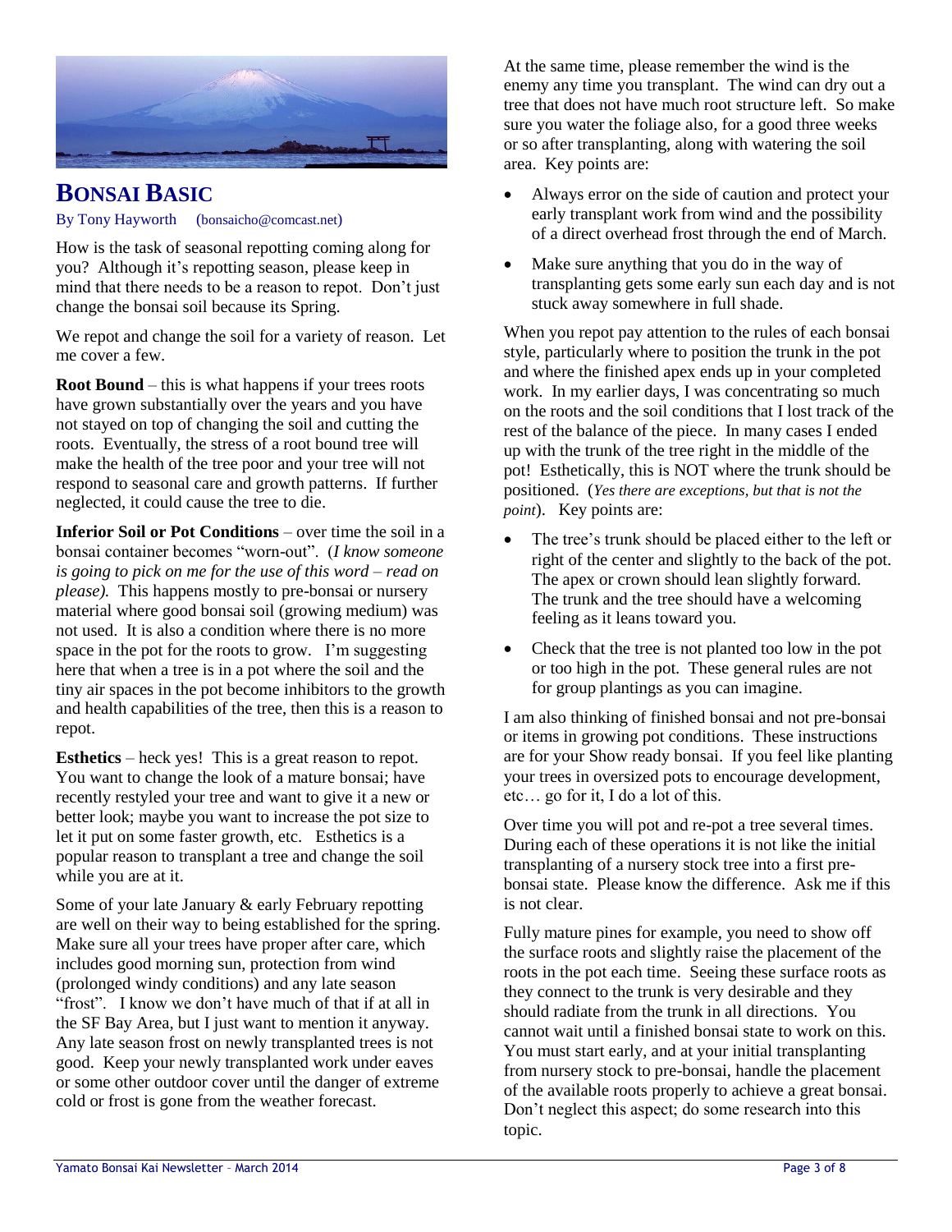# BONSAI BASIC

By Tony Hayworth (bonsaicho@comcast.net)

How is the task of seasonal repotting coming along for you? Although it's repotting season, please keep in mind that there needs to be a reason to repot. Don't just change the bonsai soil because its Spring.

We repot and change the soil for a variety of reason. Let me cover a few.

**Root Bound** – this is what happens if your trees roots have grown substantially over the years and you have not stayed on top of changing the soil and cutting the roots. Eventually, the stress of a root bound tree will make the health of the tree poor and your tree will not respond to seasonal care and growth patterns. If further neglected, it could cause the tree to die.

**Inferior Soil or Pot Conditions** – over time the soil in a bonsai container becomes "worn-out". (*I know someone is going to pick on me for the use of this word – read on please).* This happens mostly to pre-bonsai or nursery material where good bonsai soil (growing medium) was not used. It is also a condition where there is no more space in the pot for the roots to grow. I'm suggesting here that when a tree is in a pot where the soil and the tiny air spaces in the pot become inhibitors to the growth and health capabilities of the tree, then this is a reason to repot.

**Esthetics** – heck yes! This is a great reason to repot. You want to change the look of a mature bonsai; have recently restyled your tree and want to give it a new or better look; maybe you want to increase the pot size to let it put on some faster growth, etc. Esthetics is a popular reason to transplant a tree and change the soil while you are at it.

Some of your late January & early February repotting are well on their way to being established for the spring. Make sure all your trees have proper after care, which includes good morning sun, protection from wind (prolonged windy conditions) and any late season "frost". I know we don't have much of that if at all in the SF Bay Area, but I just want to mention it anyway. Any late season frost on newly transplanted trees is not good. Keep your newly transplanted work under eaves or some other outdoor cover until the danger of extreme cold or frost is gone from the weather forecast.

At the same time, please remember the wind is the enemy any time you transplant. The wind can dry out a tree that does not have much root structure left. So make sure you water the foliage also, for a good three weeks or so after transplanting, along with watering the soil area. Key points are:

- Always error on the side of caution and protect your early transplant work from wind and the possibility of a direct overhead frost through the end of March.
- Make sure anything that you do in the way of transplanting gets some early sun each day and is not stuck away somewhere in full shade.

When you repot pay attention to the rules of each bonsai style, particularly where to position the trunk in the pot and where the finished apex ends up in your completed work. In my earlier days, I was concentrating so much on the roots and the soil conditions that I lost track of the rest of the balance of the piece. In many cases I ended up with the trunk of the tree right in the middle of the pot! Esthetically, this is NOT where the trunk should be positioned. (*Yes there are exceptions, but that is not the point*). Key points are:

- The tree's trunk should be placed either to the left or right of the center and slightly to the back of the pot. The apex or crown should lean slightly forward. The trunk and the tree should have a welcoming feeling as it leans toward you.
- Check that the tree is not planted too low in the pot or too high in the pot. These general rules are not for group plantings as you can imagine.

I am also thinking of finished bonsai and not pre-bonsai or items in growing pot conditions. These instructions are for your Show ready bonsai. If you feel like planting your trees in oversized pots to encourage development, etc… go for it, I do a lot of this.

Over time you will pot and re-pot a tree several times. During each of these operations it is not like the initial transplanting of a nursery stock tree into a first pre-bonsai state. Please know the difference. Ask me if this is not clear.

Fully mature pines for example, you need to show off the surface roots and slightly raise the placement of the roots in the pot each time. Seeing these surface roots as they connect to the trunk is very desirable and they should radiate from the trunk in all directions. You cannot wait until a finished bonsai state to work on this. You must start early, and at your initial transplanting from nursery stock to pre-bonsai, handle the placement of the available roots properly to achieve a great bonsai. Don't neglect this aspect; do some research into this topic.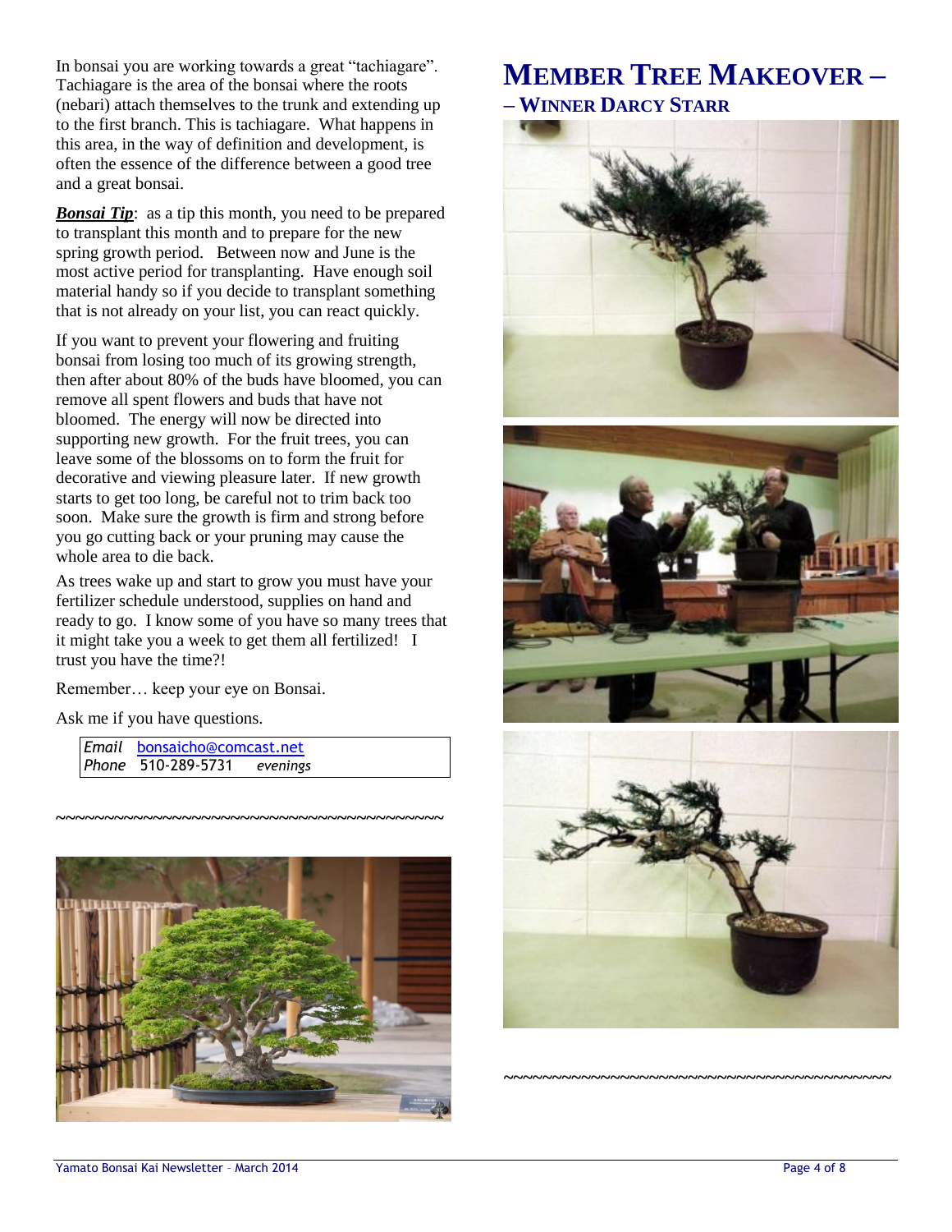In bonsai you are working towards a great "tachiagare". Tachiagare is the area of the bonsai where the roots (nebari) attach themselves to the trunk and extending up to the first branch. This is tachiagare. What happens in this area, in the way of definition and development, is often the essence of the difference between a good tree and a great bonsai.

***Bonsai Tip***: as a tip this month, you need to be prepared to transplant this month and to prepare for the new spring growth period. Between now and June is the most active period for transplanting. Have enough soil material handy so if you decide to transplant something that is not already on your list, you can react quickly.

If you want to prevent your flowering and fruiting bonsai from losing too much of its growing strength, then after about 80% of the buds have bloomed, you can remove all spent flowers and buds that have not bloomed. The energy will now be directed into supporting new growth. For the fruit trees, you can leave some of the blossoms on to form the fruit for decorative and viewing pleasure later. If new growth starts to get too long, be careful not to trim back too soon. Make sure the growth is firm and strong before you go cutting back or your pruning may cause the whole area to die back.

As trees wake up and start to grow you must have your fertilizer schedule understood, supplies on hand and ready to go. I know some of you have so many trees that it might take you a week to get them all fertilized! I trust you have the time?!

Remember… keep your eye on Bonsai.

Ask me if you have questions.

| | |
|---|---|
| *Email* | bonsaicho@comcast.net |
| *Phone* | 510-289-5731 *evenings* |

~~~~~~~~~~~~~~~~~~~~~~~~~~~~~~~~~~~~~~~~

# MEMBER TREE MAKEOVER –

## – WINNER DARCY STARR

~~~~~~~~~~~~~~~~~~~~~~~~~~~~~~~~~~~~~~~~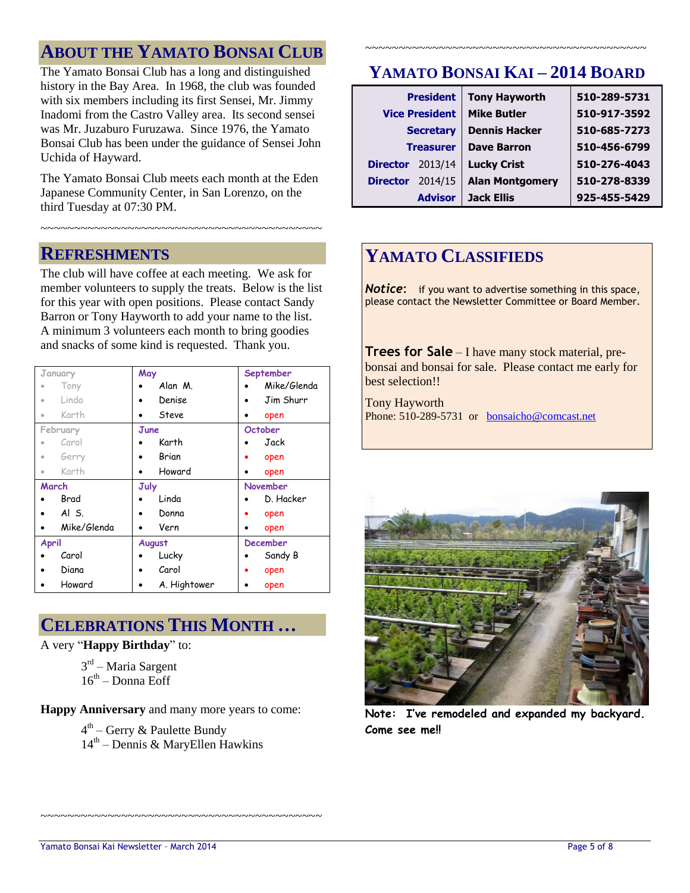## About the Yamato Bonsai Club

The Yamato Bonsai Club has a long and distinguished history in the Bay Area. In 1968, the club was founded with six members including its first Sensei, Mr. Jimmy Inadomi from the Castro Valley area. Its second sensei was Mr. Juzaburo Furuzawa. Since 1976, the Yamato Bonsai Club has been under the guidance of Sensei John Uchida of Hayward.

The Yamato Bonsai Club meets each month at the Eden Japanese Community Center, in San Lorenzo, on the third Tuesday at 07:30 PM.

~~~~~~~~~~~~~~~~~~~~~~~~~~~~~~~~~~~~~~~~~~~~

## Refreshments

The club will have coffee at each meeting. We ask for member volunteers to supply the treats. Below is the list for this year with open positions. Please contact Sandy Barron or Tony Hayworth to add your name to the list. A minimum 3 volunteers each month to bring goodies and snacks of some kind is requested. Thank you.

| January | May | September |
|---|---|---|
| • Tony | • Alan M. | • Mike/Glenda |
| • Linda | • Denise | • Jim Shurr |
| • Karth | • Steve | • open |
| **February** | **June** | **October** |
| • Carol | • Karth | • Jack |
| • Gerry | • Brian | • open |
| • Karth | • Howard | • open |
| **March** | **July** | **November** |
| • Brad | • Linda | • D. Hacker |
| • Al S. | • Donna | • open |
| • Mike/Glenda | • Vern | • open |
| **April** | **August** | **December** |
| • Carol | • Lucky | • Sandy B |
| • Diana | • Carol | • open |
| • Howard | • A. Hightower | • open |

## Celebrations This Month …

A very "**Happy Birthday**" to:

3rd – Maria Sargent
16th – Donna Eoff

**Happy Anniversary** and many more years to come:

4th – Gerry & Paulette Bundy
14th – Dennis & MaryEllen Hawkins

~~~~~~~~~~~~~~~~~~~~~~~~~~~~~~~~~~~~~~~~~~~~

~~~~~~~~~~~~~~~~~~~~~~~~~~~~~~~~~~~~~~~~~~~~

## Yamato Bonsai Kai – 2014 Board

| | | |
|---|---|---|
| **President** | **Tony Hayworth** | **510-289-5731** |
| **Vice President** | **Mike Butler** | **510-917-3592** |
| **Secretary** | **Dennis Hacker** | **510-685-7273** |
| **Treasurer** | **Dave Barron** | **510-456-6799** |
| **Director** 2013/14 | **Lucky Crist** | **510-276-4043** |
| **Director** 2014/15 | **Alan Montgomery** | **510-278-8339** |
| **Advisor** | **Jack Ellis** | **925-455-5429** |

## Yamato Classifieds

***Notice***: if you want to advertise something in this space, please contact the Newsletter Committee or Board Member.

**Trees for Sale** – I have many stock material, pre-bonsai and bonsai for sale. Please contact me early for best selection!!

Tony Hayworth
Phone: 510-289-5731 or bonsaicho@comcast.net

**Note: I've remodeled and expanded my backyard. Come see me!!**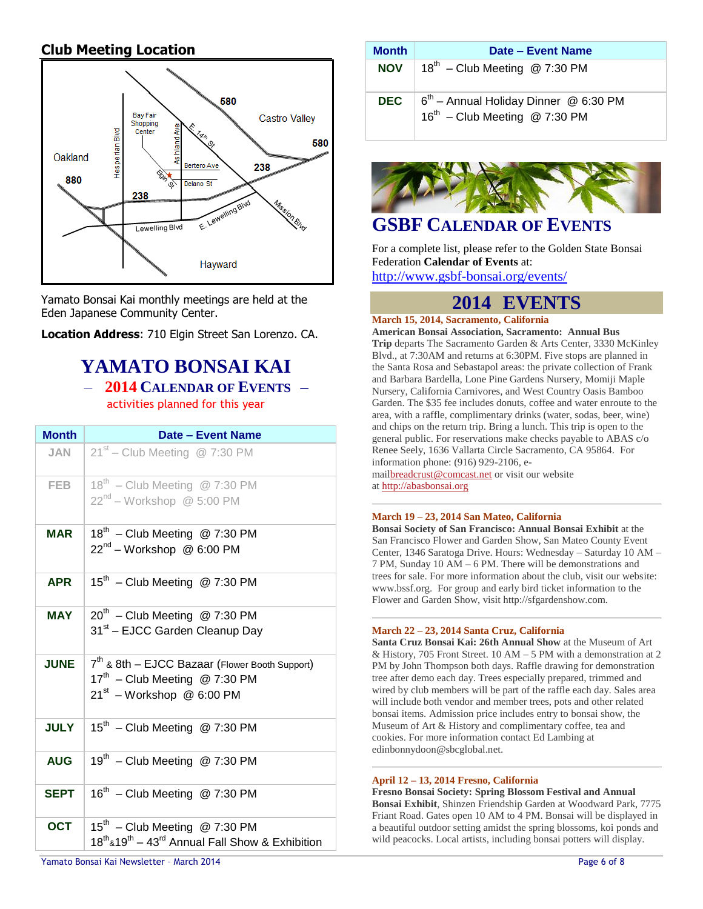## Club Meeting Location

Oakland · 880 · Hesperian Blvd · Bay Fair Shopping Center · Ashland Ave · E. 14th St · 580 · Castro Valley · 580 · Bertero Ave · Elgin St · Delano St · 238 · 238 · Lewelling Blvd · E. Lewelling Blvd · Mission Blvd · Hayward

Yamato Bonsai Kai monthly meetings are held at the Eden Japanese Community Center.

**Location Address**: 710 Elgin Street San Lorenzo. CA.

# YAMATO BONSAI KAI

## – 2014 Calendar of Events –

activities planned for this year

| Month | Date – Event Name |
|---|---|
| JAN | 21st – Club Meeting @ 7:30 PM |
| FEB | 18th – Club Meeting @ 7:30 PM<br>22nd – Workshop @ 5:00 PM |
| MAR | 18th – Club Meeting @ 7:30 PM<br>22nd – Workshop @ 6:00 PM |
| APR | 15th – Club Meeting @ 7:30 PM |
| MAY | 20th – Club Meeting @ 7:30 PM<br>31st – EJCC Garden Cleanup Day |
| JUNE | 7th & 8th – EJCC Bazaar (Flower Booth Support)<br>17th – Club Meeting @ 7:30 PM<br>21st – Workshop @ 6:00 PM |
| JULY | 15th – Club Meeting @ 7:30 PM |
| AUG | 19th – Club Meeting @ 7:30 PM |
| SEPT | 16th – Club Meeting @ 7:30 PM |
| OCT | 15th – Club Meeting @ 7:30 PM<br>18th&19th – 43rd Annual Fall Show & Exhibition |
| NOV | 18th – Club Meeting @ 7:30 PM |
| DEC | 6th – Annual Holiday Dinner @ 6:30 PM<br>16th – Club Meeting @ 7:30 PM |

## GSBF Calendar of Events

For a complete list, please refer to the Golden State Bonsai Federation **Calendar of Events** at:
http://www.gsbf-bonsai.org/events/

## 2014 EVENTS

**March 15, 2014, Sacramento, California**
**American Bonsai Association, Sacramento: Annual Bus Trip** departs The Sacramento Garden & Arts Center, 3330 McKinley Blvd., at 7:30AM and returns at 6:30PM. Five stops are planned in the Santa Rosa and Sebastapol areas: the private collection of Frank and Barbara Bardella, Lone Pine Gardens Nursery, Momiji Maple Nursery, California Carnivores, and West Country Oasis Bamboo Garden. The $35 fee includes donuts, coffee and water enroute to the area, with a raffle, complimentary drinks (water, sodas, beer, wine) and chips on the return trip. Bring a lunch. This trip is open to the general public. For reservations make checks payable to ABAS c/o Renee Seely, 1636 Vallarta Circle Sacramento, CA 95864. For information phone: (916) 929-2106, e-mailbreadcrust@comcast.net or visit our website at http://abasbonsai.org

---

**March 19 – 23, 2014 San Mateo, California**
**Bonsai Society of San Francisco: Annual Bonsai Exhibit** at the San Francisco Flower and Garden Show, San Mateo County Event Center, 1346 Saratoga Drive. Hours: Wednesday – Saturday 10 AM – 7 PM, Sunday 10 AM – 6 PM. There will be demonstrations and trees for sale. For more information about the club, visit our website: www.bssf.org. For group and early bird ticket information to the Flower and Garden Show, visit http://sfgardenshow.com.

---

**March 22 – 23, 2014 Santa Cruz, California**
**Santa Cruz Bonsai Kai: 26th Annual Show** at the Museum of Art & History, 705 Front Street. 10 AM – 5 PM with a demonstration at 2 PM by John Thompson both days. Raffle drawing for demonstration tree after demo each day. Trees especially prepared, trimmed and wired by club members will be part of the raffle each day. Sales area will include both vendor and member trees, pots and other related bonsai items. Admission price includes entry to bonsai show, the Museum of Art & History and complimentary coffee, tea and cookies. For more information contact Ed Lambing at edinbonnydoon@sbcglobal.net.

---

**April 12 – 13, 2014 Fresno, California**
**Fresno Bonsai Society: Spring Blossom Festival and Annual Bonsai Exhibit**, Shinzen Friendship Garden at Woodward Park, 7775 Friant Road. Gates open 10 AM to 4 PM. Bonsai will be displayed in a beautiful outdoor setting amidst the spring blossoms, koi ponds and wild peacocks. Local artists, including bonsai potters will display.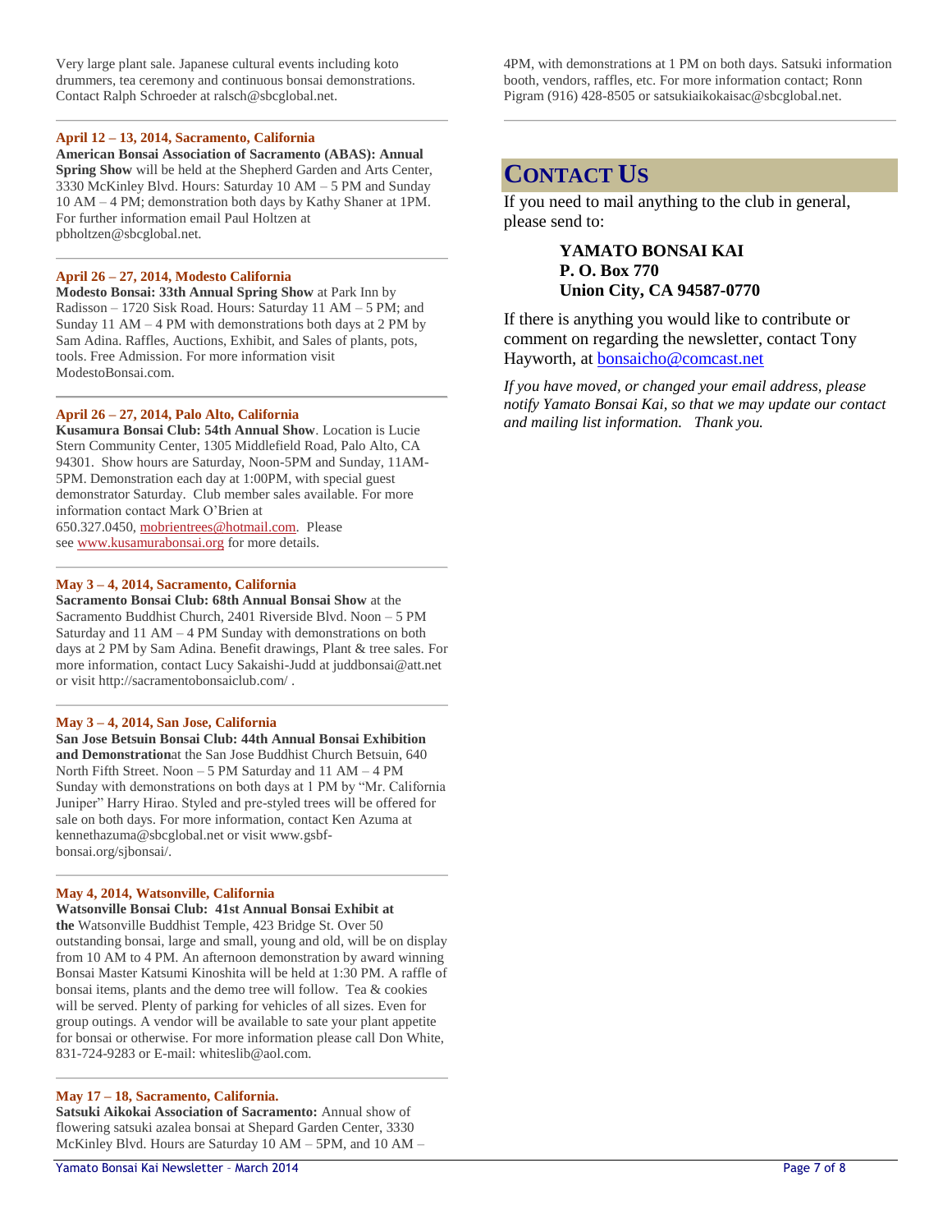Very large plant sale. Japanese cultural events including koto drummers, tea ceremony and continuous bonsai demonstrations. Contact Ralph Schroeder at ralsch@sbcglobal.net.

---

**April 12 – 13, 2014, Sacramento, California**

**American Bonsai Association of Sacramento (ABAS): Annual Spring Show** will be held at the Shepherd Garden and Arts Center, 3330 McKinley Blvd. Hours: Saturday 10 AM – 5 PM and Sunday 10 AM – 4 PM; demonstration both days by Kathy Shaner at 1PM. For further information email Paul Holtzen at pbholtzen@sbcglobal.net.

---

**April 26 – 27, 2014, Modesto California**

**Modesto Bonsai: 33th Annual Spring Show** at Park Inn by Radisson – 1720 Sisk Road. Hours: Saturday 11 AM – 5 PM; and Sunday 11 AM – 4 PM with demonstrations both days at 2 PM by Sam Adina. Raffles, Auctions, Exhibit, and Sales of plants, pots, tools. Free Admission. For more information visit ModestoBonsai.com.

---

**April 26 – 27, 2014, Palo Alto, California**

**Kusamura Bonsai Club: 54th Annual Show**. Location is Lucie Stern Community Center, 1305 Middlefield Road, Palo Alto, CA 94301. Show hours are Saturday, Noon-5PM and Sunday, 11AM-5PM. Demonstration each day at 1:00PM, with special guest demonstrator Saturday. Club member sales available. For more information contact Mark O'Brien at 650.327.0450, mobrientrees@hotmail.com. Please see www.kusamurabonsai.org for more details.

---

**May 3 – 4, 2014, Sacramento, California**

**Sacramento Bonsai Club: 68th Annual Bonsai Show** at the Sacramento Buddhist Church, 2401 Riverside Blvd. Noon – 5 PM Saturday and 11 AM – 4 PM Sunday with demonstrations on both days at 2 PM by Sam Adina. Benefit drawings, Plant & tree sales. For more information, contact Lucy Sakaishi-Judd at juddbonsai@att.net or visit http://sacramentobonsaiclub.com/ .

---

**May 3 – 4, 2014, San Jose, California**

**San Jose Betsuin Bonsai Club: 44th Annual Bonsai Exhibition and Demonstration**at the San Jose Buddhist Church Betsuin, 640 North Fifth Street. Noon – 5 PM Saturday and 11 AM – 4 PM Sunday with demonstrations on both days at 1 PM by "Mr. California Juniper" Harry Hirao. Styled and pre-styled trees will be offered for sale on both days. For more information, contact Ken Azuma at kennethazuma@sbcglobal.net or visit www.gsbf-bonsai.org/sjbonsai/.

---

**May 4, 2014, Watsonville, California**

**Watsonville Bonsai Club: 41st Annual Bonsai Exhibit at the** Watsonville Buddhist Temple, 423 Bridge St. Over 50 outstanding bonsai, large and small, young and old, will be on display from 10 AM to 4 PM. An afternoon demonstration by award winning Bonsai Master Katsumi Kinoshita will be held at 1:30 PM. A raffle of bonsai items, plants and the demo tree will follow. Tea & cookies will be served. Plenty of parking for vehicles of all sizes. Even for group outings. A vendor will be available to sate your plant appetite for bonsai or otherwise. For more information please call Don White, 831-724-9283 or E-mail: whiteslib@aol.com.

---

**May 17 – 18, Sacramento, California.**

**Satsuki Aikokai Association of Sacramento:** Annual show of flowering satsuki azalea bonsai at Shepard Garden Center, 3330 McKinley Blvd. Hours are Saturday 10 AM – 5PM, and 10 AM – 4PM, with demonstrations at 1 PM on both days. Satsuki information booth, vendors, raffles, etc. For more information contact; Ronn Pigram (916) 428-8505 or satsukiaikokaisac@sbcglobal.net.

---

## CONTACT US

If you need to mail anything to the club in general, please send to:

> **YAMATO BONSAI KAI**
> **P. O. Box 770**
> **Union City, CA 94587-0770**

If there is anything you would like to contribute or comment on regarding the newsletter, contact Tony Hayworth, at bonsaicho@comcast.net

*If you have moved, or changed your email address, please notify Yamato Bonsai Kai, so that we may update our contact and mailing list information. Thank you.*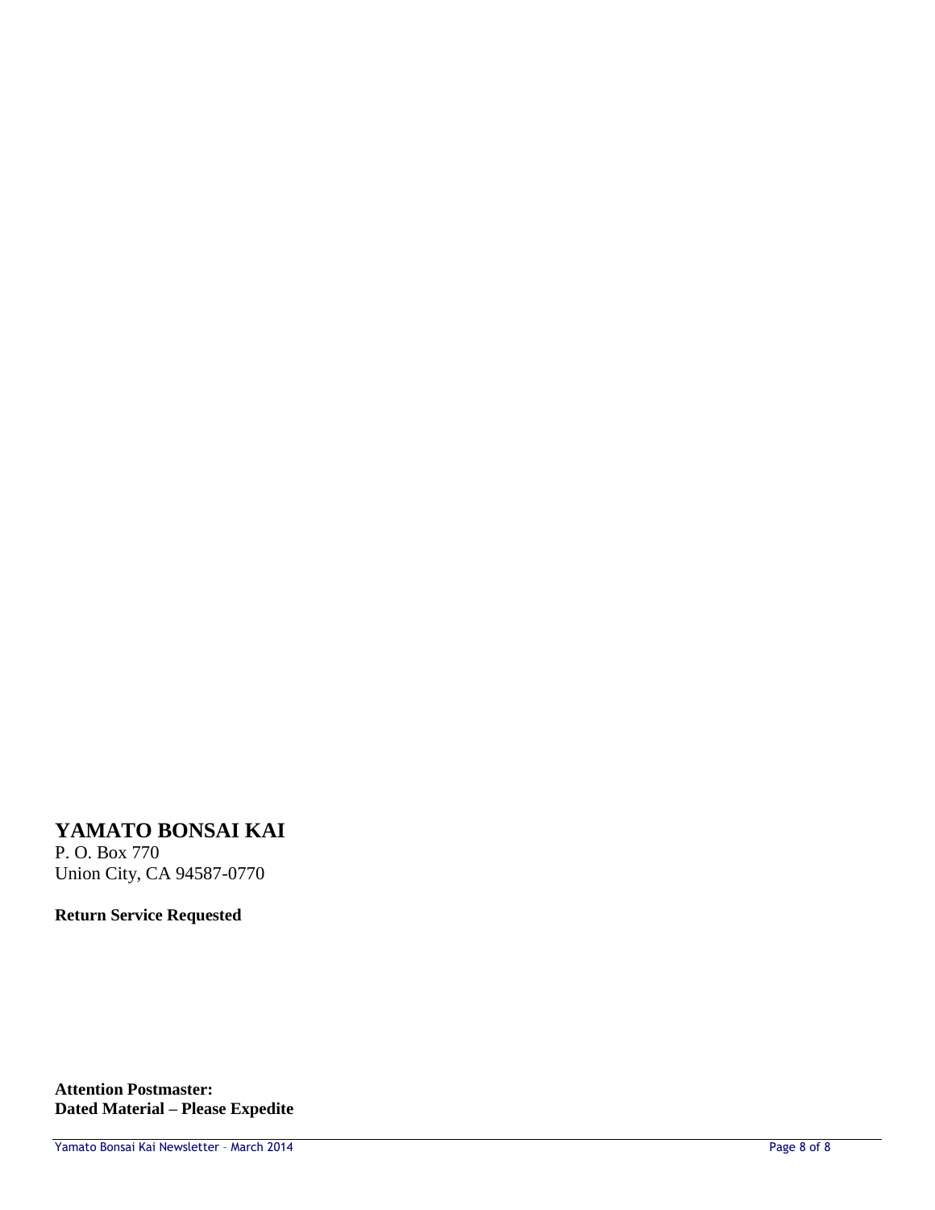**YAMATO BONSAI KAI**
P. O. Box 770
Union City, CA 94587-0770

**Return Service Requested**

**Attention Postmaster:**
**Dated Material – Please Expedite**